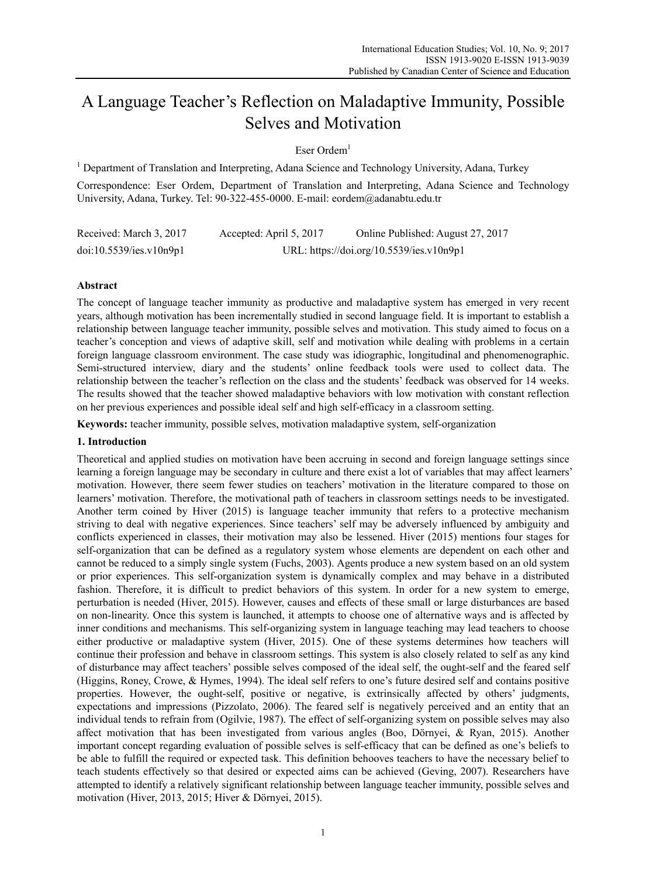# A Language Teacher's Reflection on Maladaptive Immunity, Possible Selves and Motivation

Eser Ordem[1]

[1] Department of Translation and Interpreting, Adana Science and Technology University, Adana, Turkey

Correspondence: Eser Ordem, Department of Translation and Interpreting, Adana Science and Technology University, Adana, Turkey. Tel: 90-322-455-0000. E-mail: eordem@adanabtu.edu.tr

Received: March 3, 2017 Accepted: April 5, 2017 Online Published: August 27, 2017

doi:10.5539/ies.v10n9p1 URL: https://doi.org/10.5539/ies.v10n9p1

## Abstract

The concept of language teacher immunity as productive and maladaptive system has emerged in very recent years, although motivation has been incrementally studied in second language field. It is important to establish a relationship between language teacher immunity, possible selves and motivation. This study aimed to focus on a teacher's conception and views of adaptive skill, self and motivation while dealing with problems in a certain foreign language classroom environment. The case study was idiographic, longitudinal and phenomenographic. Semi-structured interview, diary and the students' online feedback tools were used to collect data. The relationship between the teacher's reflection on the class and the students' feedback was observed for 14 weeks. The results showed that the teacher showed maladaptive behaviors with low motivation with constant reflection on her previous experiences and possible ideal self and high self-efficacy in a classroom setting.

**Keywords:** teacher immunity, possible selves, motivation maladaptive system, self-organization

## 1. Introduction

Theoretical and applied studies on motivation have been accruing in second and foreign language settings since learning a foreign language may be secondary in culture and there exist a lot of variables that may affect learners' motivation. However, there seem fewer studies on teachers' motivation in the literature compared to those on learners' motivation. Therefore, the motivational path of teachers in classroom settings needs to be investigated. Another term coined by Hiver (2015) is language teacher immunity that refers to a protective mechanism striving to deal with negative experiences. Since teachers' self may be adversely influenced by ambiguity and conflicts experienced in classes, their motivation may also be lessened. Hiver (2015) mentions four stages for self-organization that can be defined as a regulatory system whose elements are dependent on each other and cannot be reduced to a simply single system (Fuchs, 2003). Agents produce a new system based on an old system or prior experiences. This self-organization system is dynamically complex and may behave in a distributed fashion. Therefore, it is difficult to predict behaviors of this system. In order for a new system to emerge, perturbation is needed (Hiver, 2015). However, causes and effects of these small or large disturbances are based on non-linearity. Once this system is launched, it attempts to choose one of alternative ways and is affected by inner conditions and mechanisms. This self-organizing system in language teaching may lead teachers to choose either productive or maladaptive system (Hiver, 2015). One of these systems determines how teachers will continue their profession and behave in classroom settings. This system is also closely related to self as any kind of disturbance may affect teachers' possible selves composed of the ideal self, the ought-self and the feared self (Higgins, Roney, Crowe, & Hymes, 1994). The ideal self refers to one's future desired self and contains positive properties. However, the ought-self, positive or negative, is extrinsically affected by others' judgments, expectations and impressions (Pizzolato, 2006). The feared self is negatively perceived and an entity that an individual tends to refrain from (Ogilvie, 1987). The effect of self-organizing system on possible selves may also affect motivation that has been investigated from various angles (Boo, Dörnyei, & Ryan, 2015). Another important concept regarding evaluation of possible selves is self-efficacy that can be defined as one's beliefs to be able to fulfill the required or expected task. This definition behooves teachers to have the necessary belief to teach students effectively so that desired or expected aims can be achieved (Geving, 2007). Researchers have attempted to identify a relatively significant relationship between language teacher immunity, possible selves and motivation (Hiver, 2013, 2015; Hiver & Dörnyei, 2015).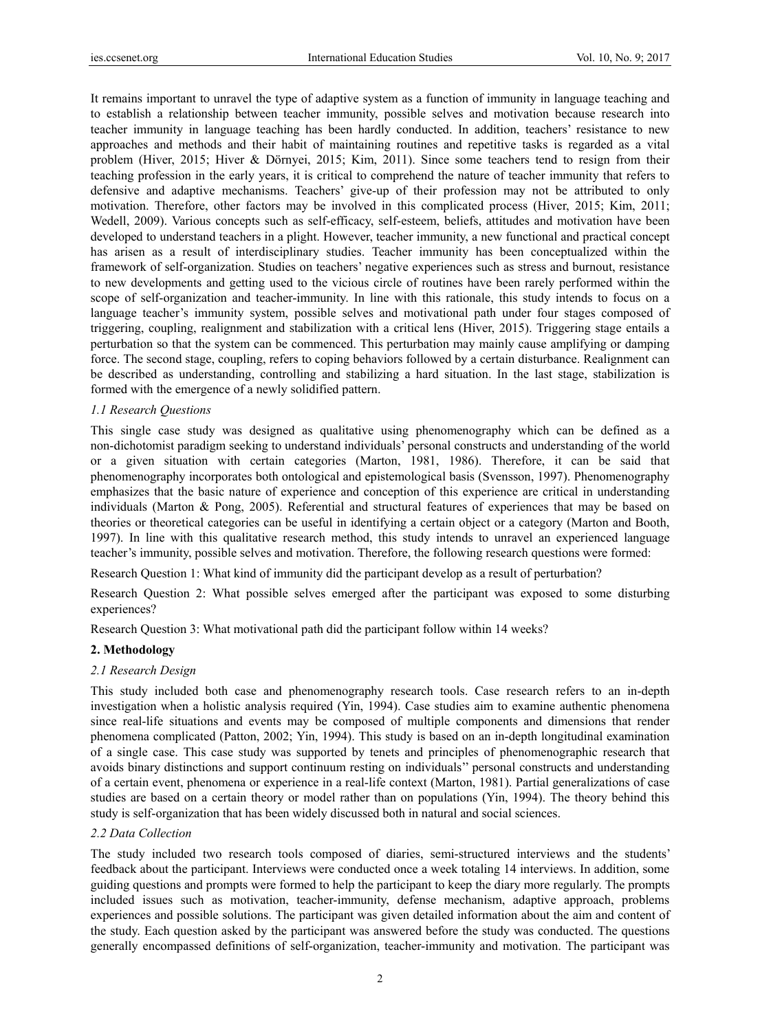It remains important to unravel the type of adaptive system as a function of immunity in language teaching and to establish a relationship between teacher immunity, possible selves and motivation because research into teacher immunity in language teaching has been hardly conducted. In addition, teachers' resistance to new approaches and methods and their habit of maintaining routines and repetitive tasks is regarded as a vital problem (Hiver, 2015; Hiver & Dörnyei, 2015; Kim, 2011). Since some teachers tend to resign from their teaching profession in the early years, it is critical to comprehend the nature of teacher immunity that refers to defensive and adaptive mechanisms. Teachers' give-up of their profession may not be attributed to only motivation. Therefore, other factors may be involved in this complicated process (Hiver, 2015; Kim, 2011; Wedell, 2009). Various concepts such as self-efficacy, self-esteem, beliefs, attitudes and motivation have been developed to understand teachers in a plight. However, teacher immunity, a new functional and practical concept has arisen as a result of interdisciplinary studies. Teacher immunity has been conceptualized within the framework of self-organization. Studies on teachers' negative experiences such as stress and burnout, resistance to new developments and getting used to the vicious circle of routines have been rarely performed within the scope of self-organization and teacher-immunity. In line with this rationale, this study intends to focus on a language teacher's immunity system, possible selves and motivational path under four stages composed of triggering, coupling, realignment and stabilization with a critical lens (Hiver, 2015). Triggering stage entails a perturbation so that the system can be commenced. This perturbation may mainly cause amplifying or damping force. The second stage, coupling, refers to coping behaviors followed by a certain disturbance. Realignment can be described as understanding, controlling and stabilizing a hard situation. In the last stage, stabilization is formed with the emergence of a newly solidified pattern.

### *1.1 Research Questions*

This single case study was designed as qualitative using phenomenography which can be defined as a non-dichotomist paradigm seeking to understand individuals' personal constructs and understanding of the world or a given situation with certain categories (Marton, 1981, 1986). Therefore, it can be said that phenomenography incorporates both ontological and epistemological basis (Svensson, 1997). Phenomenography emphasizes that the basic nature of experience and conception of this experience are critical in understanding individuals (Marton & Pong, 2005). Referential and structural features of experiences that may be based on theories or theoretical categories can be useful in identifying a certain object or a category (Marton and Booth, 1997). In line with this qualitative research method, this study intends to unravel an experienced language teacher's immunity, possible selves and motivation. Therefore, the following research questions were formed:

Research Question 1: What kind of immunity did the participant develop as a result of perturbation?

Research Question 2: What possible selves emerged after the participant was exposed to some disturbing experiences?

Research Question 3: What motivational path did the participant follow within 14 weeks?

## **2. Methodology**

### *2.1 Research Design*

This study included both case and phenomenography research tools. Case research refers to an in-depth investigation when a holistic analysis required (Yin, 1994). Case studies aim to examine authentic phenomena since real-life situations and events may be composed of multiple components and dimensions that render phenomena complicated (Patton, 2002; Yin, 1994). This study is based on an in-depth longitudinal examination of a single case. This case study was supported by tenets and principles of phenomenographic research that avoids binary distinctions and support continuum resting on individuals'' personal constructs and understanding of a certain event, phenomena or experience in a real-life context (Marton, 1981). Partial generalizations of case studies are based on a certain theory or model rather than on populations (Yin, 1994). The theory behind this study is self-organization that has been widely discussed both in natural and social sciences.

### *2.2 Data Collection*

The study included two research tools composed of diaries, semi-structured interviews and the students' feedback about the participant. Interviews were conducted once a week totaling 14 interviews. In addition, some guiding questions and prompts were formed to help the participant to keep the diary more regularly. The prompts included issues such as motivation, teacher-immunity, defense mechanism, adaptive approach, problems experiences and possible solutions. The participant was given detailed information about the aim and content of the study. Each question asked by the participant was answered before the study was conducted. The questions generally encompassed definitions of self-organization, teacher-immunity and motivation. The participant was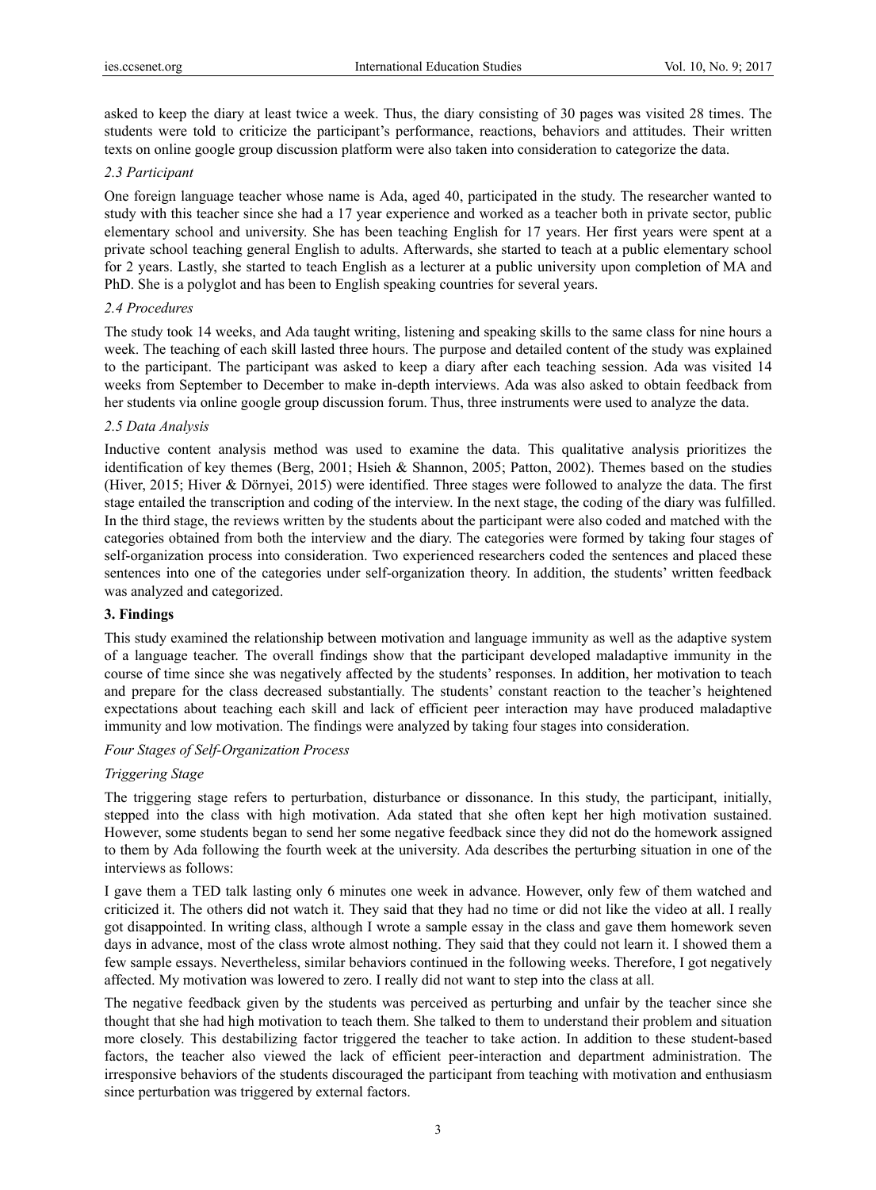asked to keep the diary at least twice a week. Thus, the diary consisting of 30 pages was visited 28 times. The students were told to criticize the participant's performance, reactions, behaviors and attitudes. Their written texts on online google group discussion platform were also taken into consideration to categorize the data.

### *2.3 Participant*

One foreign language teacher whose name is Ada, aged 40, participated in the study. The researcher wanted to study with this teacher since she had a 17 year experience and worked as a teacher both in private sector, public elementary school and university. She has been teaching English for 17 years. Her first years were spent at a private school teaching general English to adults. Afterwards, she started to teach at a public elementary school for 2 years. Lastly, she started to teach English as a lecturer at a public university upon completion of MA and PhD. She is a polyglot and has been to English speaking countries for several years.

### *2.4 Procedures*

The study took 14 weeks, and Ada taught writing, listening and speaking skills to the same class for nine hours a week. The teaching of each skill lasted three hours. The purpose and detailed content of the study was explained to the participant. The participant was asked to keep a diary after each teaching session. Ada was visited 14 weeks from September to December to make in-depth interviews. Ada was also asked to obtain feedback from her students via online google group discussion forum. Thus, three instruments were used to analyze the data.

### *2.5 Data Analysis*

Inductive content analysis method was used to examine the data. This qualitative analysis prioritizes the identification of key themes (Berg, 2001; Hsieh & Shannon, 2005; Patton, 2002). Themes based on the studies (Hiver, 2015; Hiver & Dörnyei, 2015) were identified. Three stages were followed to analyze the data. The first stage entailed the transcription and coding of the interview. In the next stage, the coding of the diary was fulfilled. In the third stage, the reviews written by the students about the participant were also coded and matched with the categories obtained from both the interview and the diary. The categories were formed by taking four stages of self-organization process into consideration. Two experienced researchers coded the sentences and placed these sentences into one of the categories under self-organization theory. In addition, the students' written feedback was analyzed and categorized.

## **3. Findings**

This study examined the relationship between motivation and language immunity as well as the adaptive system of a language teacher. The overall findings show that the participant developed maladaptive immunity in the course of time since she was negatively affected by the students' responses. In addition, her motivation to teach and prepare for the class decreased substantially. The students' constant reaction to the teacher's heightened expectations about teaching each skill and lack of efficient peer interaction may have produced maladaptive immunity and low motivation. The findings were analyzed by taking four stages into consideration.

### *Four Stages of Self-Organization Process*

### *Triggering Stage*

The triggering stage refers to perturbation, disturbance or dissonance. In this study, the participant, initially, stepped into the class with high motivation. Ada stated that she often kept her high motivation sustained. However, some students began to send her some negative feedback since they did not do the homework assigned to them by Ada following the fourth week at the university. Ada describes the perturbing situation in one of the interviews as follows:

I gave them a TED talk lasting only 6 minutes one week in advance. However, only few of them watched and criticized it. The others did not watch it. They said that they had no time or did not like the video at all. I really got disappointed. In writing class, although I wrote a sample essay in the class and gave them homework seven days in advance, most of the class wrote almost nothing. They said that they could not learn it. I showed them a few sample essays. Nevertheless, similar behaviors continued in the following weeks. Therefore, I got negatively affected. My motivation was lowered to zero. I really did not want to step into the class at all.

The negative feedback given by the students was perceived as perturbing and unfair by the teacher since she thought that she had high motivation to teach them. She talked to them to understand their problem and situation more closely. This destabilizing factor triggered the teacher to take action. In addition to these student-based factors, the teacher also viewed the lack of efficient peer-interaction and department administration. The irresponsive behaviors of the students discouraged the participant from teaching with motivation and enthusiasm since perturbation was triggered by external factors.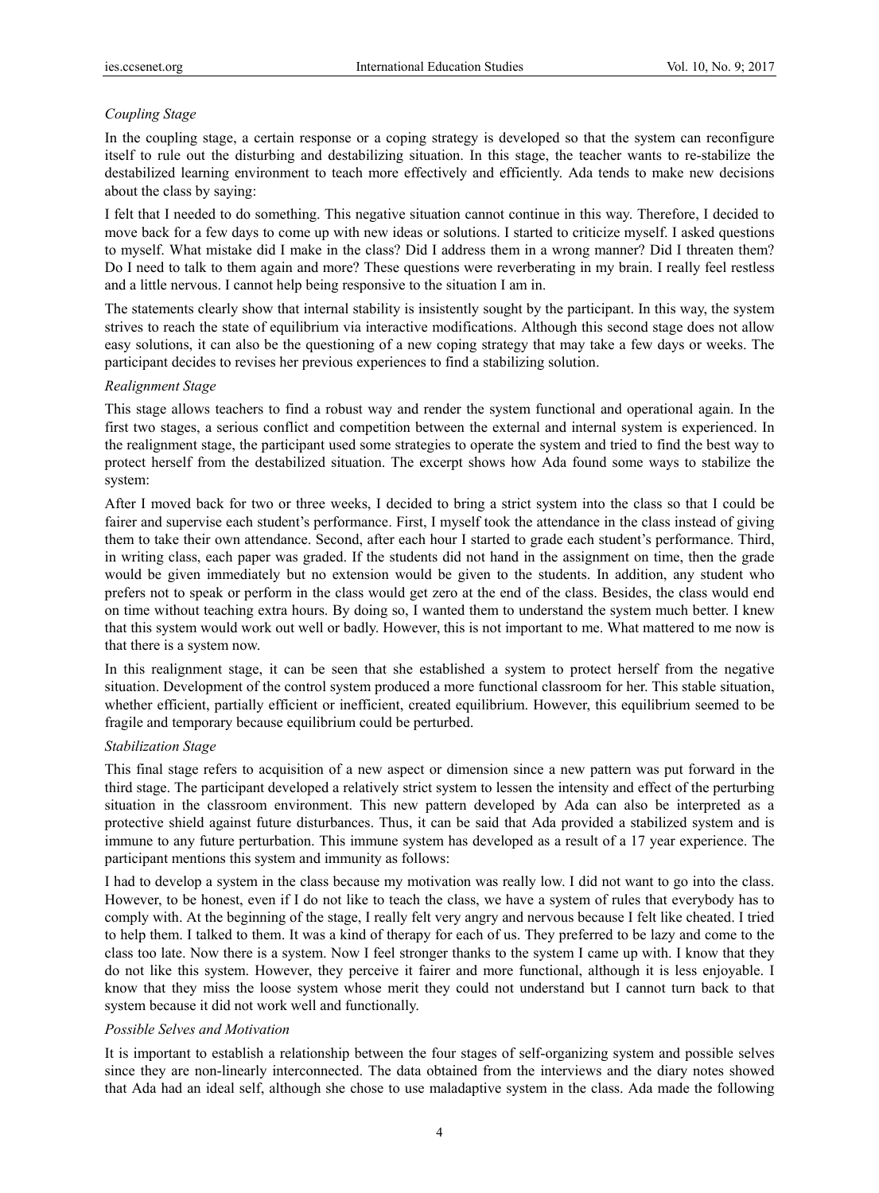*Coupling Stage*

In the coupling stage, a certain response or a coping strategy is developed so that the system can reconfigure itself to rule out the disturbing and destabilizing situation. In this stage, the teacher wants to re-stabilize the destabilized learning environment to teach more effectively and efficiently. Ada tends to make new decisions about the class by saying:

I felt that I needed to do something. This negative situation cannot continue in this way. Therefore, I decided to move back for a few days to come up with new ideas or solutions. I started to criticize myself. I asked questions to myself. What mistake did I make in the class? Did I address them in a wrong manner? Did I threaten them? Do I need to talk to them again and more? These questions were reverberating in my brain. I really feel restless and a little nervous. I cannot help being responsive to the situation I am in.

The statements clearly show that internal stability is insistently sought by the participant. In this way, the system strives to reach the state of equilibrium via interactive modifications. Although this second stage does not allow easy solutions, it can also be the questioning of a new coping strategy that may take a few days or weeks. The participant decides to revises her previous experiences to find a stabilizing solution.

*Realignment Stage*

This stage allows teachers to find a robust way and render the system functional and operational again. In the first two stages, a serious conflict and competition between the external and internal system is experienced. In the realignment stage, the participant used some strategies to operate the system and tried to find the best way to protect herself from the destabilized situation. The excerpt shows how Ada found some ways to stabilize the system:

After I moved back for two or three weeks, I decided to bring a strict system into the class so that I could be fairer and supervise each student's performance. First, I myself took the attendance in the class instead of giving them to take their own attendance. Second, after each hour I started to grade each student's performance. Third, in writing class, each paper was graded. If the students did not hand in the assignment on time, then the grade would be given immediately but no extension would be given to the students. In addition, any student who prefers not to speak or perform in the class would get zero at the end of the class. Besides, the class would end on time without teaching extra hours. By doing so, I wanted them to understand the system much better. I knew that this system would work out well or badly. However, this is not important to me. What mattered to me now is that there is a system now.

In this realignment stage, it can be seen that she established a system to protect herself from the negative situation. Development of the control system produced a more functional classroom for her. This stable situation, whether efficient, partially efficient or inefficient, created equilibrium. However, this equilibrium seemed to be fragile and temporary because equilibrium could be perturbed.

*Stabilization Stage*

This final stage refers to acquisition of a new aspect or dimension since a new pattern was put forward in the third stage. The participant developed a relatively strict system to lessen the intensity and effect of the perturbing situation in the classroom environment. This new pattern developed by Ada can also be interpreted as a protective shield against future disturbances. Thus, it can be said that Ada provided a stabilized system and is immune to any future perturbation. This immune system has developed as a result of a 17 year experience. The participant mentions this system and immunity as follows:

I had to develop a system in the class because my motivation was really low. I did not want to go into the class. However, to be honest, even if I do not like to teach the class, we have a system of rules that everybody has to comply with. At the beginning of the stage, I really felt very angry and nervous because I felt like cheated. I tried to help them. I talked to them. It was a kind of therapy for each of us. They preferred to be lazy and come to the class too late. Now there is a system. Now I feel stronger thanks to the system I came up with. I know that they do not like this system. However, they perceive it fairer and more functional, although it is less enjoyable. I know that they miss the loose system whose merit they could not understand but I cannot turn back to that system because it did not work well and functionally.

*Possible Selves and Motivation*

It is important to establish a relationship between the four stages of self-organizing system and possible selves since they are non-linearly interconnected. The data obtained from the interviews and the diary notes showed that Ada had an ideal self, although she chose to use maladaptive system in the class. Ada made the following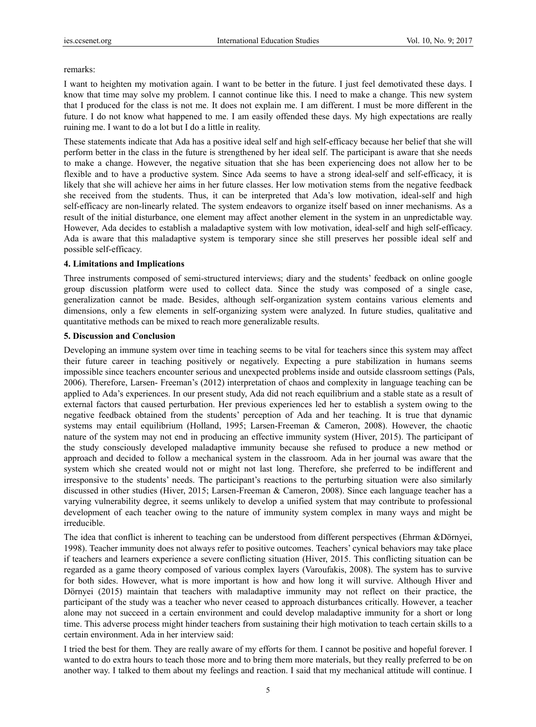remarks:

I want to heighten my motivation again. I want to be better in the future. I just feel demotivated these days. I know that time may solve my problem. I cannot continue like this. I need to make a change. This new system that I produced for the class is not me. It does not explain me. I am different. I must be more different in the future. I do not know what happened to me. I am easily offended these days. My high expectations are really ruining me. I want to do a lot but I do a little in reality.

These statements indicate that Ada has a positive ideal self and high self-efficacy because her belief that she will perform better in the class in the future is strengthened by her ideal self. The participant is aware that she needs to make a change. However, the negative situation that she has been experiencing does not allow her to be flexible and to have a productive system. Since Ada seems to have a strong ideal-self and self-efficacy, it is likely that she will achieve her aims in her future classes. Her low motivation stems from the negative feedback she received from the students. Thus, it can be interpreted that Ada's low motivation, ideal-self and high self-efficacy are non-linearly related. The system endeavors to organize itself based on inner mechanisms. As a result of the initial disturbance, one element may affect another element in the system in an unpredictable way. However, Ada decides to establish a maladaptive system with low motivation, ideal-self and high self-efficacy. Ada is aware that this maladaptive system is temporary since she still preserves her possible ideal self and possible self-efficacy.

### 4. Limitations and Implications

Three instruments composed of semi-structured interviews; diary and the students' feedback on online google group discussion platform were used to collect data. Since the study was composed of a single case, generalization cannot be made. Besides, although self-organization system contains various elements and dimensions, only a few elements in self-organizing system were analyzed. In future studies, qualitative and quantitative methods can be mixed to reach more generalizable results.

### 5. Discussion and Conclusion

Developing an immune system over time in teaching seems to be vital for teachers since this system may affect their future career in teaching positively or negatively. Expecting a pure stabilization in humans seems impossible since teachers encounter serious and unexpected problems inside and outside classroom settings (Pals, 2006). Therefore, Larsen- Freeman's (2012) interpretation of chaos and complexity in language teaching can be applied to Ada's experiences. In our present study, Ada did not reach equilibrium and a stable state as a result of external factors that caused perturbation. Her previous experiences led her to establish a system owing to the negative feedback obtained from the students' perception of Ada and her teaching. It is true that dynamic systems may entail equilibrium (Holland, 1995; Larsen-Freeman & Cameron, 2008). However, the chaotic nature of the system may not end in producing an effective immunity system (Hiver, 2015). The participant of the study consciously developed maladaptive immunity because she refused to produce a new method or approach and decided to follow a mechanical system in the classroom. Ada in her journal was aware that the system which she created would not or might not last long. Therefore, she preferred to be indifferent and irresponsive to the students' needs. The participant's reactions to the perturbing situation were also similarly discussed in other studies (Hiver, 2015; Larsen-Freeman & Cameron, 2008). Since each language teacher has a varying vulnerability degree, it seems unlikely to develop a unified system that may contribute to professional development of each teacher owing to the nature of immunity system complex in many ways and might be irreducible.

The idea that conflict is inherent to teaching can be understood from different perspectives (Ehrman &Dörnyei, 1998). Teacher immunity does not always refer to positive outcomes. Teachers' cynical behaviors may take place if teachers and learners experience a severe conflicting situation (Hiver, 2015. This conflicting situation can be regarded as a game theory composed of various complex layers (Varoufakis, 2008). The system has to survive for both sides. However, what is more important is how and how long it will survive. Although Hiver and Dörnyei (2015) maintain that teachers with maladaptive immunity may not reflect on their practice, the participant of the study was a teacher who never ceased to approach disturbances critically. However, a teacher alone may not succeed in a certain environment and could develop maladaptive immunity for a short or long time. This adverse process might hinder teachers from sustaining their high motivation to teach certain skills to a certain environment. Ada in her interview said:

I tried the best for them. They are really aware of my efforts for them. I cannot be positive and hopeful forever. I wanted to do extra hours to teach those more and to bring them more materials, but they really preferred to be on another way. I talked to them about my feelings and reaction. I said that my mechanical attitude will continue. I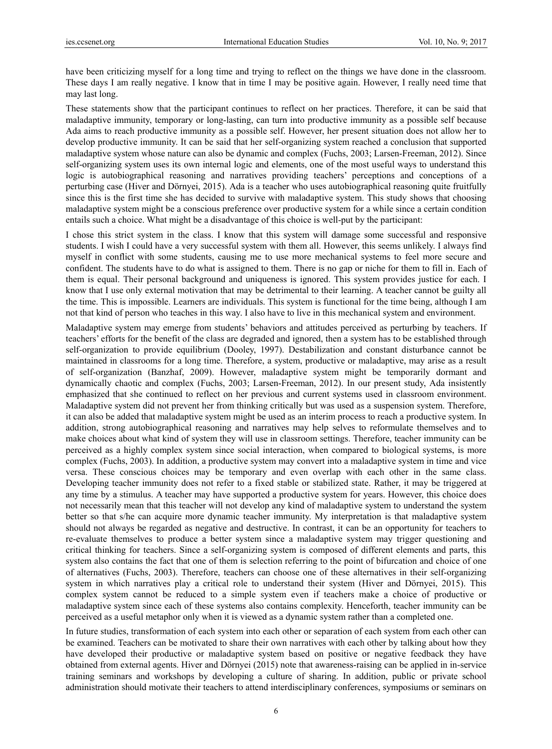have been criticizing myself for a long time and trying to reflect on the things we have done in the classroom. These days I am really negative. I know that in time I may be positive again. However, I really need time that may last long.

These statements show that the participant continues to reflect on her practices. Therefore, it can be said that maladaptive immunity, temporary or long-lasting, can turn into productive immunity as a possible self because Ada aims to reach productive immunity as a possible self. However, her present situation does not allow her to develop productive immunity. It can be said that her self-organizing system reached a conclusion that supported maladaptive system whose nature can also be dynamic and complex (Fuchs, 2003; Larsen-Freeman, 2012). Since self-organizing system uses its own internal logic and elements, one of the most useful ways to understand this logic is autobiographical reasoning and narratives providing teachers' perceptions and conceptions of a perturbing case (Hiver and Dörnyei, 2015). Ada is a teacher who uses autobiographical reasoning quite fruitfully since this is the first time she has decided to survive with maladaptive system. This study shows that choosing maladaptive system might be a conscious preference over productive system for a while since a certain condition entails such a choice. What might be a disadvantage of this choice is well-put by the participant:

I chose this strict system in the class. I know that this system will damage some successful and responsive students. I wish I could have a very successful system with them all. However, this seems unlikely. I always find myself in conflict with some students, causing me to use more mechanical systems to feel more secure and confident. The students have to do what is assigned to them. There is no gap or niche for them to fill in. Each of them is equal. Their personal background and uniqueness is ignored. This system provides justice for each. I know that I use only external motivation that may be detrimental to their learning. A teacher cannot be guilty all the time. This is impossible. Learners are individuals. This system is functional for the time being, although I am not that kind of person who teaches in this way. I also have to live in this mechanical system and environment.

Maladaptive system may emerge from students' behaviors and attitudes perceived as perturbing by teachers. If teachers' efforts for the benefit of the class are degraded and ignored, then a system has to be established through self-organization to provide equilibrium (Dooley, 1997). Destabilization and constant disturbance cannot be maintained in classrooms for a long time. Therefore, a system, productive or maladaptive, may arise as a result of self-organization (Banzhaf, 2009). However, maladaptive system might be temporarily dormant and dynamically chaotic and complex (Fuchs, 2003; Larsen-Freeman, 2012). In our present study, Ada insistently emphasized that she continued to reflect on her previous and current systems used in classroom environment. Maladaptive system did not prevent her from thinking critically but was used as a suspension system. Therefore, it can also be added that maladaptive system might be used as an interim process to reach a productive system. In addition, strong autobiographical reasoning and narratives may help selves to reformulate themselves and to make choices about what kind of system they will use in classroom settings. Therefore, teacher immunity can be perceived as a highly complex system since social interaction, when compared to biological systems, is more complex (Fuchs, 2003). In addition, a productive system may convert into a maladaptive system in time and vice versa. These conscious choices may be temporary and even overlap with each other in the same class. Developing teacher immunity does not refer to a fixed stable or stabilized state. Rather, it may be triggered at any time by a stimulus. A teacher may have supported a productive system for years. However, this choice does not necessarily mean that this teacher will not develop any kind of maladaptive system to understand the system better so that s/he can acquire more dynamic teacher immunity. My interpretation is that maladaptive system should not always be regarded as negative and destructive. In contrast, it can be an opportunity for teachers to re-evaluate themselves to produce a better system since a maladaptive system may trigger questioning and critical thinking for teachers. Since a self-organizing system is composed of different elements and parts, this system also contains the fact that one of them is selection referring to the point of bifurcation and choice of one of alternatives (Fuchs, 2003). Therefore, teachers can choose one of these alternatives in their self-organizing system in which narratives play a critical role to understand their system (Hiver and Dörnyei, 2015). This complex system cannot be reduced to a simple system even if teachers make a choice of productive or maladaptive system since each of these systems also contains complexity. Henceforth, teacher immunity can be perceived as a useful metaphor only when it is viewed as a dynamic system rather than a completed one.

In future studies, transformation of each system into each other or separation of each system from each other can be examined. Teachers can be motivated to share their own narratives with each other by talking about how they have developed their productive or maladaptive system based on positive or negative feedback they have obtained from external agents. Hiver and Dörnyei (2015) note that awareness-raising can be applied in in-service training seminars and workshops by developing a culture of sharing. In addition, public or private school administration should motivate their teachers to attend interdisciplinary conferences, symposiums or seminars on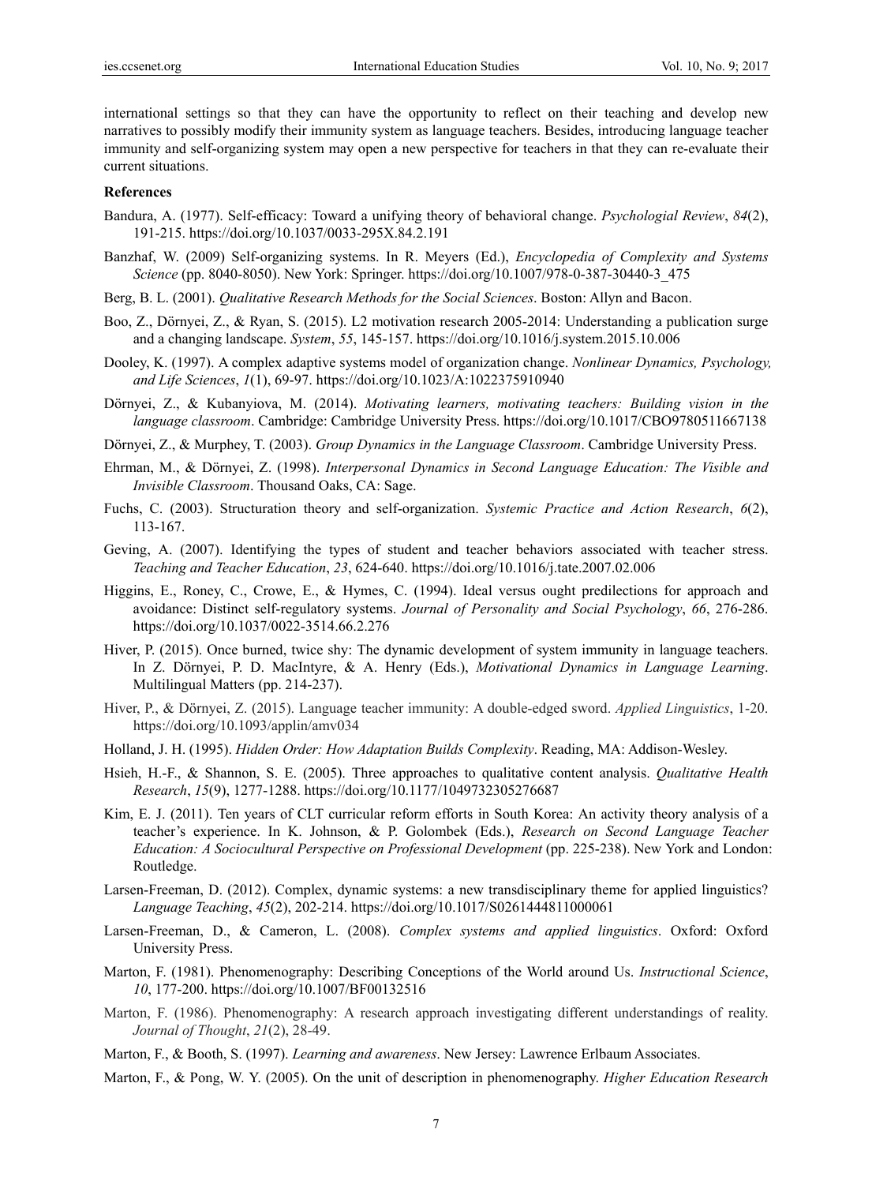international settings so that they can have the opportunity to reflect on their teaching and develop new narratives to possibly modify their immunity system as language teachers. Besides, introducing language teacher immunity and self-organizing system may open a new perspective for teachers in that they can re-evaluate their current situations.

**References**

Bandura, A. (1977). Self-efficacy: Toward a unifying theory of behavioral change. *Psychologial Review*, *84*(2), 191-215. https://doi.org/10.1037/0033-295X.84.2.191

Banzhaf, W. (2009) Self-organizing systems. In R. Meyers (Ed.), *Encyclopedia of Complexity and Systems Science* (pp. 8040-8050). New York: Springer. https://doi.org/10.1007/978-0-387-30440-3_475

Berg, B. L. (2001). *Qualitative Research Methods for the Social Sciences*. Boston: Allyn and Bacon.

Boo, Z., Dörnyei, Z., & Ryan, S. (2015). L2 motivation research 2005-2014: Understanding a publication surge and a changing landscape. *System*, *55*, 145-157. https://doi.org/10.1016/j.system.2015.10.006

Dooley, K. (1997). A complex adaptive systems model of organization change. *Nonlinear Dynamics, Psychology, and Life Sciences*, *1*(1), 69-97. https://doi.org/10.1023/A:1022375910940

Dörnyei, Z., & Kubanyiova, M. (2014). *Motivating learners, motivating teachers: Building vision in the language classroom*. Cambridge: Cambridge University Press. https://doi.org/10.1017/CBO9780511667138

Dörnyei, Z., & Murphey, T. (2003). *Group Dynamics in the Language Classroom*. Cambridge University Press.

Ehrman, M., & Dörnyei, Z. (1998). *Interpersonal Dynamics in Second Language Education: The Visible and Invisible Classroom*. Thousand Oaks, CA: Sage.

Fuchs, C. (2003). Structuration theory and self-organization. *Systemic Practice and Action Research*, *6*(2), 113-167.

Geving, A. (2007). Identifying the types of student and teacher behaviors associated with teacher stress. *Teaching and Teacher Education*, *23*, 624-640. https://doi.org/10.1016/j.tate.2007.02.006

Higgins, E., Roney, C., Crowe, E., & Hymes, C. (1994). Ideal versus ought predilections for approach and avoidance: Distinct self-regulatory systems. *Journal of Personality and Social Psychology*, *66*, 276-286. https://doi.org/10.1037/0022-3514.66.2.276

Hiver, P. (2015). Once burned, twice shy: The dynamic development of system immunity in language teachers. In Z. Dörnyei, P. D. MacIntyre, & A. Henry (Eds.), *Motivational Dynamics in Language Learning*. Multilingual Matters (pp. 214-237).

Hiver, P., & Dörnyei, Z. (2015). Language teacher immunity: A double-edged sword. *Applied Linguistics*, 1-20. https://doi.org/10.1093/applin/amv034

Holland, J. H. (1995). *Hidden Order: How Adaptation Builds Complexity*. Reading, MA: Addison-Wesley.

Hsieh, H.-F., & Shannon, S. E. (2005). Three approaches to qualitative content analysis. *Qualitative Health Research*, *15*(9), 1277-1288. https://doi.org/10.1177/1049732305276687

Kim, E. J. (2011). Ten years of CLT curricular reform efforts in South Korea: An activity theory analysis of a teacher's experience. In K. Johnson, & P. Golombek (Eds.), *Research on Second Language Teacher Education: A Sociocultural Perspective on Professional Development* (pp. 225-238). New York and London: Routledge.

Larsen-Freeman, D. (2012). Complex, dynamic systems: a new transdisciplinary theme for applied linguistics? *Language Teaching*, *45*(2), 202-214. https://doi.org/10.1017/S0261444811000061

Larsen-Freeman, D., & Cameron, L. (2008). *Complex systems and applied linguistics*. Oxford: Oxford University Press.

Marton, F. (1981). Phenomenography: Describing Conceptions of the World around Us. *Instructional Science*, *10*, 177-200. https://doi.org/10.1007/BF00132516

Marton, F. (1986). Phenomenography: A research approach investigating different understandings of reality. *Journal of Thought*, *21*(2), 28-49.

Marton, F., & Booth, S. (1997). *Learning and awareness*. New Jersey: Lawrence Erlbaum Associates.

Marton, F., & Pong, W. Y. (2005). On the unit of description in phenomenography. *Higher Education Research*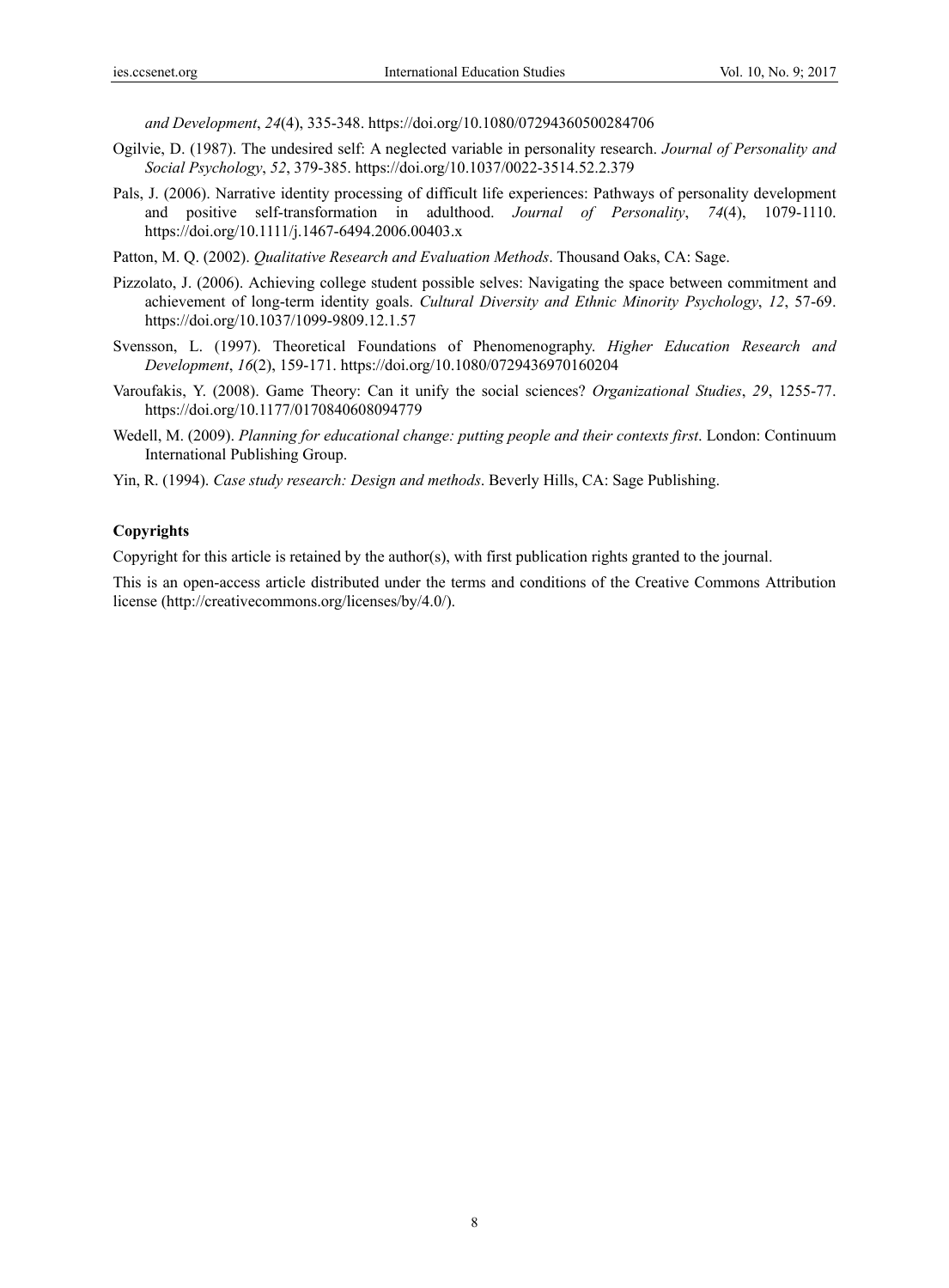*and Development*, *24*(4), 335-348. https://doi.org/10.1080/07294360500284706

Ogilvie, D. (1987). The undesired self: A neglected variable in personality research. *Journal of Personality and Social Psychology*, *52*, 379-385. https://doi.org/10.1037/0022-3514.52.2.379

Pals, J. (2006). Narrative identity processing of difficult life experiences: Pathways of personality development and positive self-transformation in adulthood. *Journal of Personality*, *74*(4), 1079-1110. https://doi.org/10.1111/j.1467-6494.2006.00403.x

Patton, M. Q. (2002). *Qualitative Research and Evaluation Methods*. Thousand Oaks, CA: Sage.

Pizzolato, J. (2006). Achieving college student possible selves: Navigating the space between commitment and achievement of long-term identity goals. *Cultural Diversity and Ethnic Minority Psychology*, *12*, 57-69. https://doi.org/10.1037/1099-9809.12.1.57

Svensson, L. (1997). Theoretical Foundations of Phenomenography. *Higher Education Research and Development*, *16*(2), 159-171. https://doi.org/10.1080/0729436970160204

Varoufakis, Y. (2008). Game Theory: Can it unify the social sciences? *Organizational Studies*, *29*, 1255-77. https://doi.org/10.1177/0170840608094779

Wedell, M. (2009). *Planning for educational change: putting people and their contexts first*. London: Continuum International Publishing Group.

Yin, R. (1994). *Case study research: Design and methods*. Beverly Hills, CA: Sage Publishing.

**Copyrights**

Copyright for this article is retained by the author(s), with first publication rights granted to the journal.

This is an open-access article distributed under the terms and conditions of the Creative Commons Attribution license (http://creativecommons.org/licenses/by/4.0/).